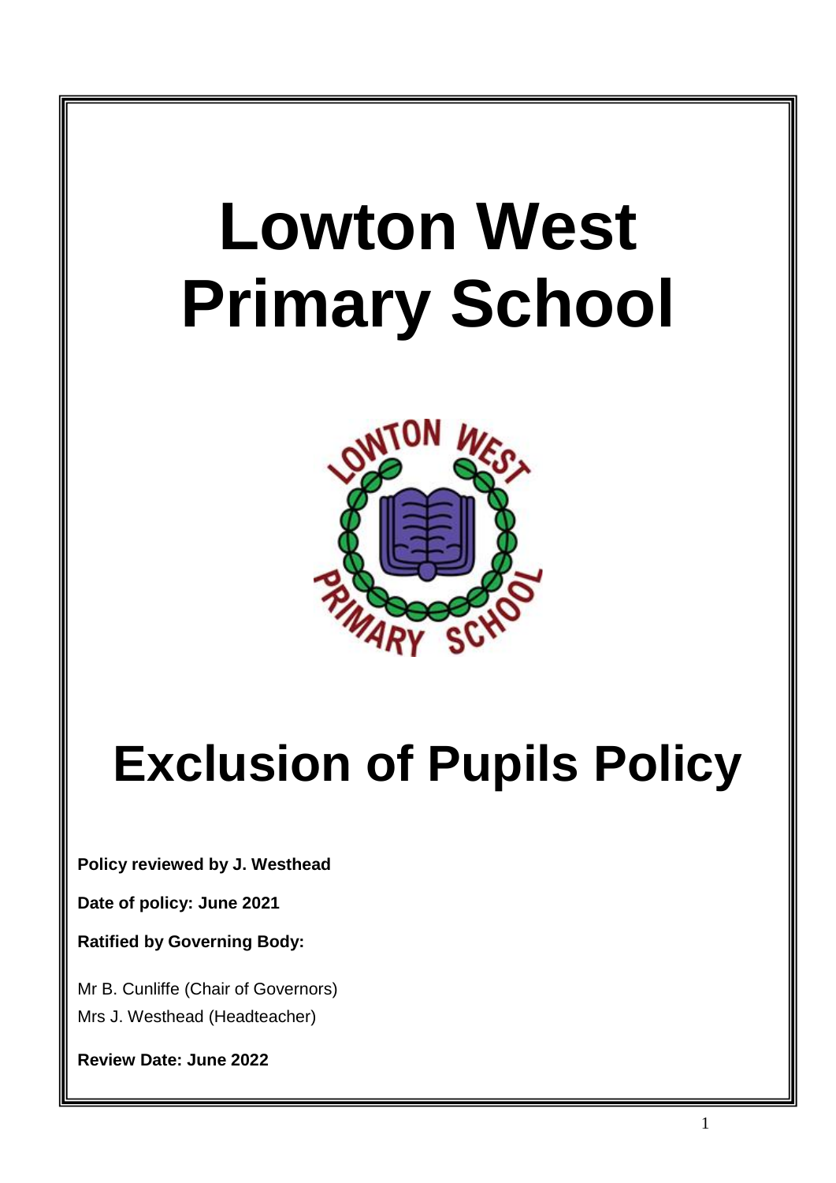# Lowton West Primary School

# Exclusion of Pupils Policy

**Policy reviewed by J. Westhead**

**Date of policy: June 2021**

**Ratified by Governing Body:**

Mr B. Cunliffe (Chair of Governors)

Mrs J. Westhead (Headteacher)

**Review Date: June 2022**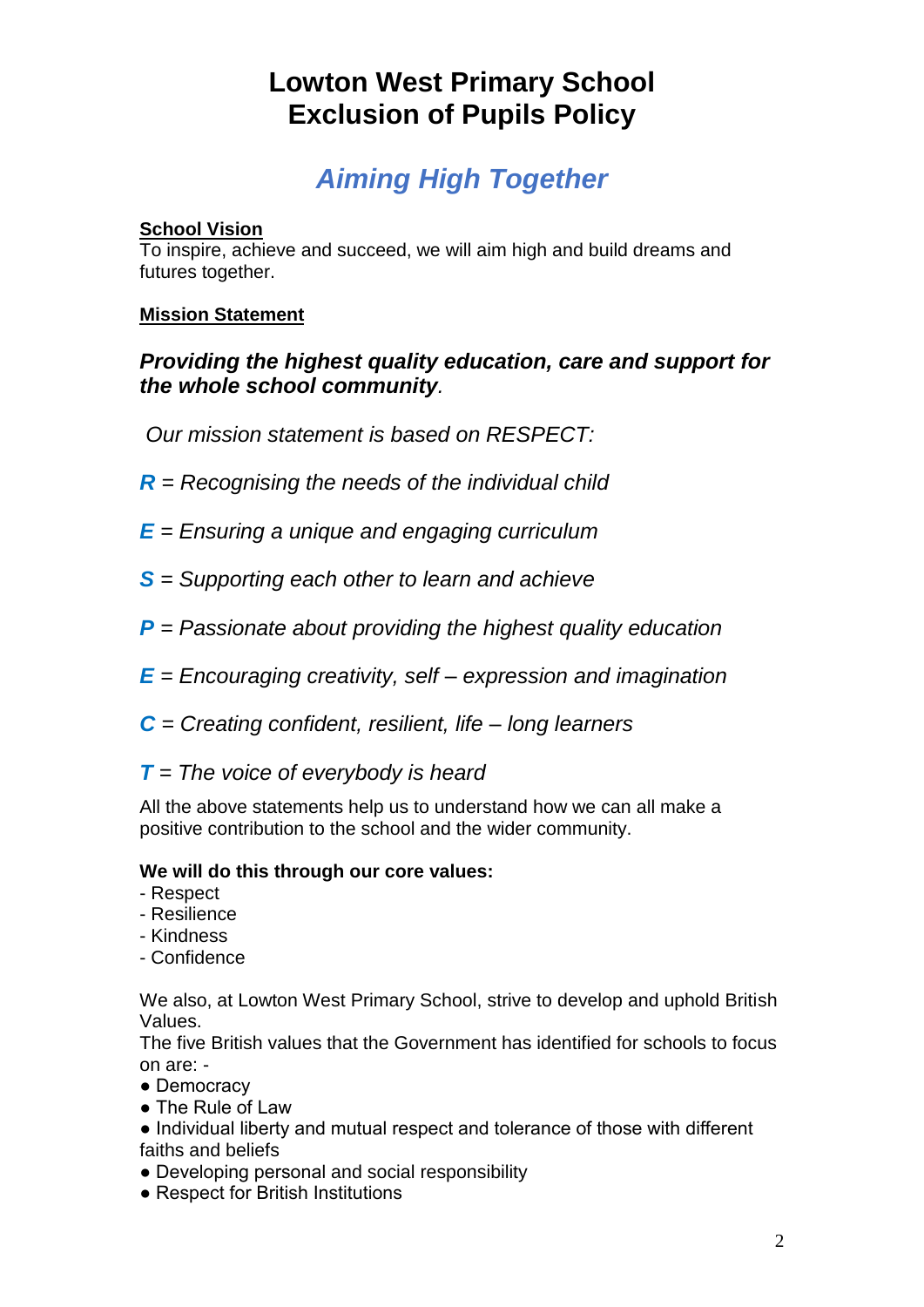# Lowton West Primary School
# Exclusion of Pupils Policy

## *Aiming High Together*

**School Vision**
To inspire, achieve and succeed, we will aim high and build dreams and futures together.

**Mission Statement**

***Providing the highest quality education, care and support for the whole school community*.**

*Our mission statement is based on RESPECT:*

***R*** = *Recognising the needs of the individual child*

***E*** = *Ensuring a unique and engaging curriculum*

***S*** = *Supporting each other to learn and achieve*

***P*** = *Passionate about providing the highest quality education*

***E*** = *Encouraging creativity, self – expression and imagination*

***C*** = *Creating confident, resilient, life – long learners*

***T*** = *The voice of everybody is heard*

All the above statements help us to understand how we can all make a positive contribution to the school and the wider community.

**We will do this through our core values:**
- Respect
- Resilience
- Kindness
- Confidence

We also, at Lowton West Primary School, strive to develop and uphold British Values.
The five British values that the Government has identified for schools to focus on are: -
- Democracy
- The Rule of Law
- Individual liberty and mutual respect and tolerance of those with different faiths and beliefs
- Developing personal and social responsibility
- Respect for British Institutions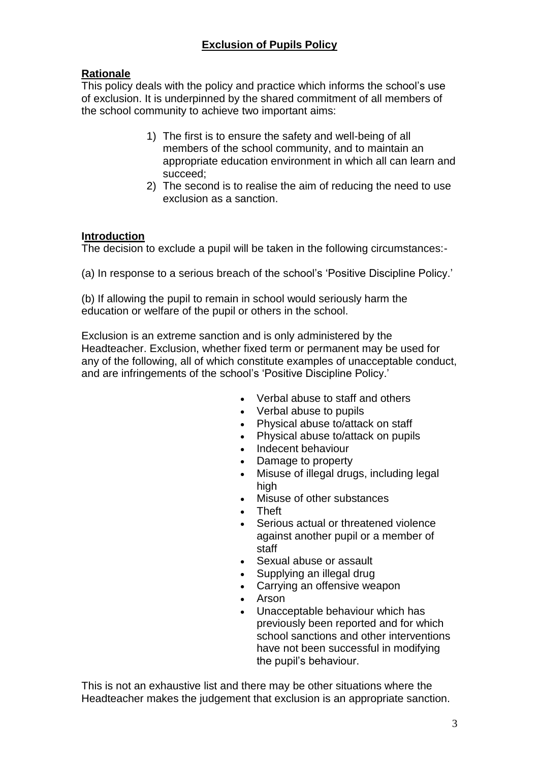# Exclusion of Pupils Policy

## Rationale

This policy deals with the policy and practice which informs the school's use of exclusion. It is underpinned by the shared commitment of all members of the school community to achieve two important aims:

1) The first is to ensure the safety and well-being of all members of the school community, and to maintain an appropriate education environment in which all can learn and succeed;
2) The second is to realise the aim of reducing the need to use exclusion as a sanction.

## Introduction

The decision to exclude a pupil will be taken in the following circumstances:-

(a) In response to a serious breach of the school's 'Positive Discipline Policy.'

(b) If allowing the pupil to remain in school would seriously harm the education or welfare of the pupil or others in the school.

Exclusion is an extreme sanction and is only administered by the Headteacher. Exclusion, whether fixed term or permanent may be used for any of the following, all of which constitute examples of unacceptable conduct, and are infringements of the school's 'Positive Discipline Policy.'

- Verbal abuse to staff and others
- Verbal abuse to pupils
- Physical abuse to/attack on staff
- Physical abuse to/attack on pupils
- Indecent behaviour
- Damage to property
- Misuse of illegal drugs, including legal high
- Misuse of other substances
- Theft
- Serious actual or threatened violence against another pupil or a member of staff
- Sexual abuse or assault
- Supplying an illegal drug
- Carrying an offensive weapon
- Arson
- Unacceptable behaviour which has previously been reported and for which school sanctions and other interventions have not been successful in modifying the pupil's behaviour.

This is not an exhaustive list and there may be other situations where the Headteacher makes the judgement that exclusion is an appropriate sanction.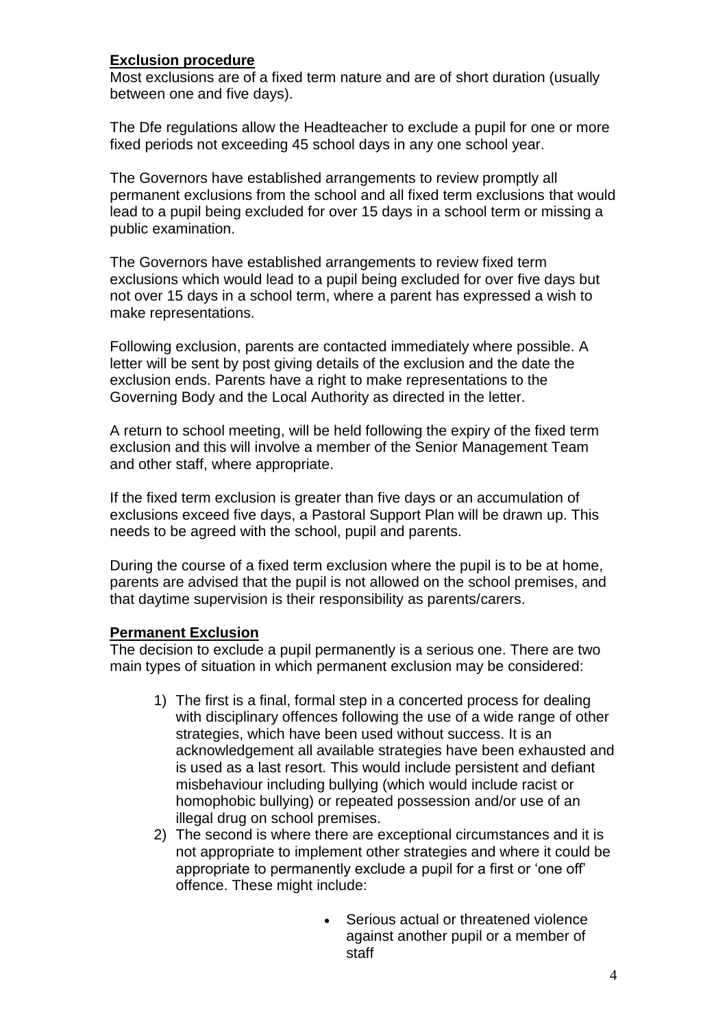**Exclusion procedure**

Most exclusions are of a fixed term nature and are of short duration (usually between one and five days).

The Dfe regulations allow the Headteacher to exclude a pupil for one or more fixed periods not exceeding 45 school days in any one school year.

The Governors have established arrangements to review promptly all permanent exclusions from the school and all fixed term exclusions that would lead to a pupil being excluded for over 15 days in a school term or missing a public examination.

The Governors have established arrangements to review fixed term exclusions which would lead to a pupil being excluded for over five days but not over 15 days in a school term, where a parent has expressed a wish to make representations.

Following exclusion, parents are contacted immediately where possible. A letter will be sent by post giving details of the exclusion and the date the exclusion ends. Parents have a right to make representations to the Governing Body and the Local Authority as directed in the letter.

A return to school meeting, will be held following the expiry of the fixed term exclusion and this will involve a member of the Senior Management Team and other staff, where appropriate.

If the fixed term exclusion is greater than five days or an accumulation of exclusions exceed five days, a Pastoral Support Plan will be drawn up. This needs to be agreed with the school, pupil and parents.

During the course of a fixed term exclusion where the pupil is to be at home, parents are advised that the pupil is not allowed on the school premises, and that daytime supervision is their responsibility as parents/carers.

**Permanent Exclusion**

The decision to exclude a pupil permanently is a serious one. There are two main types of situation in which permanent exclusion may be considered:

1) The first is a final, formal step in a concerted process for dealing with disciplinary offences following the use of a wide range of other strategies, which have been used without success. It is an acknowledgement all available strategies have been exhausted and is used as a last resort. This would include persistent and defiant misbehaviour including bullying (which would include racist or homophobic bullying) or repeated possession and/or use of an illegal drug on school premises.
2) The second is where there are exceptional circumstances and it is not appropriate to implement other strategies and where it could be appropriate to permanently exclude a pupil for a first or 'one off' offence. These might include:
   - Serious actual or threatened violence against another pupil or a member of staff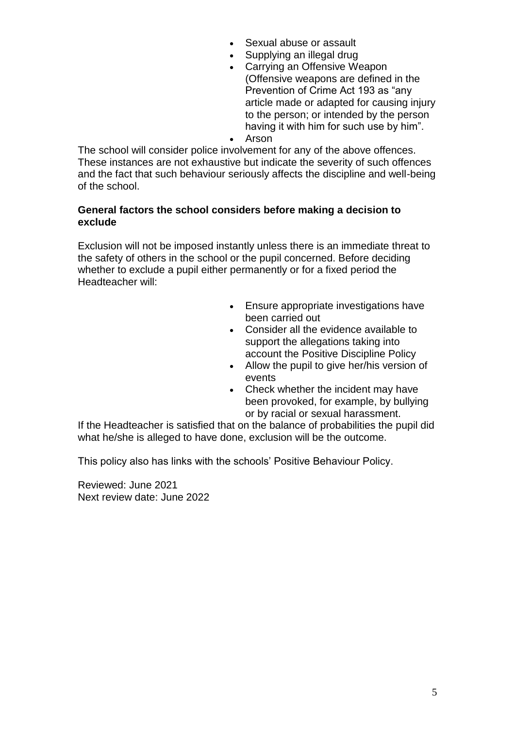- Sexual abuse or assault
- Supplying an illegal drug
- Carrying an Offensive Weapon (Offensive weapons are defined in the Prevention of Crime Act 193 as "any article made or adapted for causing injury to the person; or intended by the person having it with him for such use by him".
- Arson

The school will consider police involvement for any of the above offences. These instances are not exhaustive but indicate the severity of such offences and the fact that such behaviour seriously affects the discipline and well-being of the school.

**General factors the school considers before making a decision to exclude**

Exclusion will not be imposed instantly unless there is an immediate threat to the safety of others in the school or the pupil concerned. Before deciding whether to exclude a pupil either permanently or for a fixed period the Headteacher will:

- Ensure appropriate investigations have been carried out
- Consider all the evidence available to support the allegations taking into account the Positive Discipline Policy
- Allow the pupil to give her/his version of events
- Check whether the incident may have been provoked, for example, by bullying or by racial or sexual harassment.

If the Headteacher is satisfied that on the balance of probabilities the pupil did what he/she is alleged to have done, exclusion will be the outcome.

This policy also has links with the schools' Positive Behaviour Policy.

Reviewed: June 2021
Next review date: June 2022